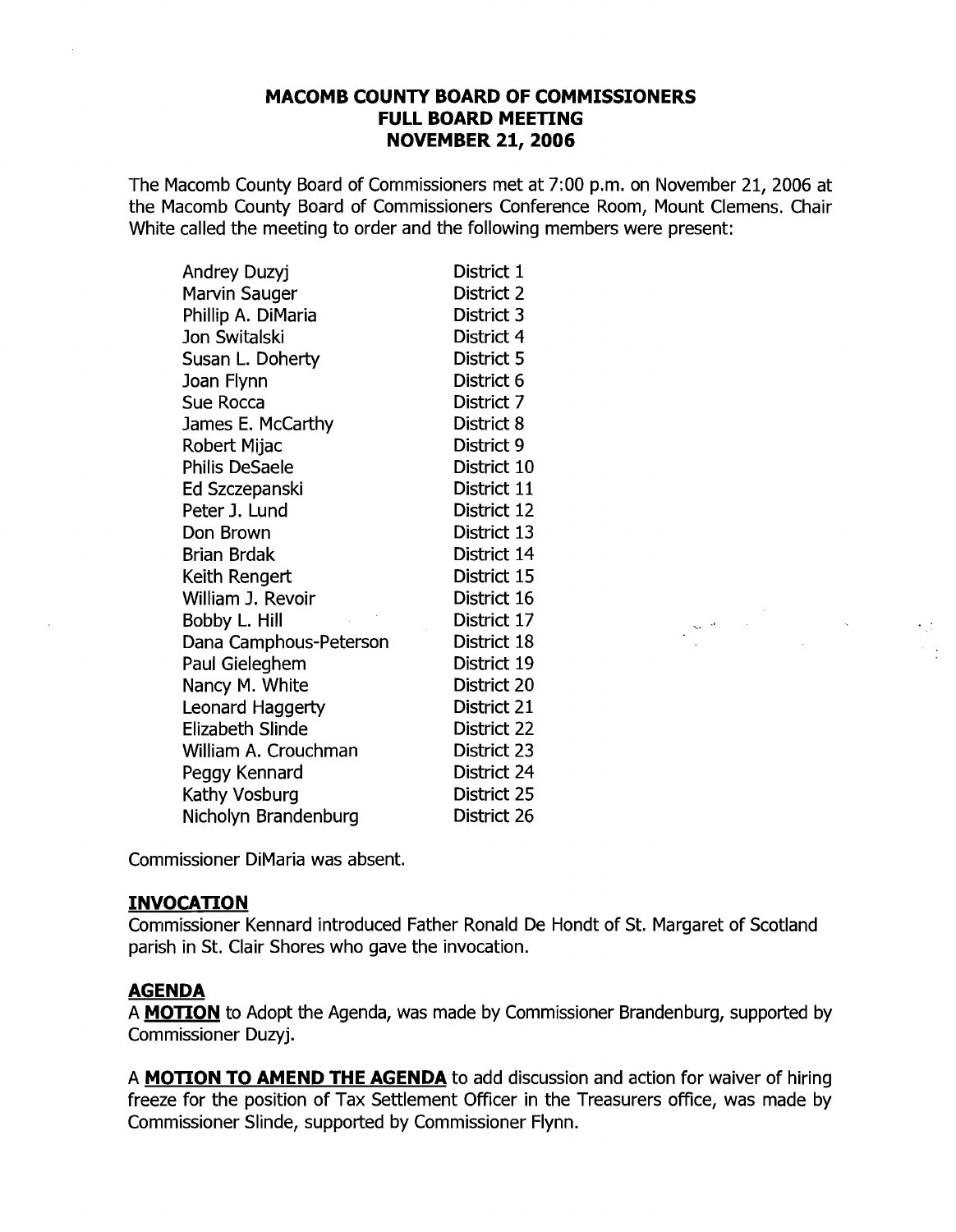# MACOMB COUNTY BOARD OF COMMISSIONERS
## FULL BOARD MEETING
## NOVEMBER 21, 2006

The Macomb County Board of Commissioners met at 7:00 p.m. on November 21, 2006 at the Macomb County Board of Commissioners Conference Room, Mount Clemens. Chair White called the meeting to order and the following members were present:

| | |
|---|---|
| Andrey Duzyj | District 1 |
| Marvin Sauger | District 2 |
| Phillip A. DiMaria | District 3 |
| Jon Switalski | District 4 |
| Susan L. Doherty | District 5 |
| Joan Flynn | District 6 |
| Sue Rocca | District 7 |
| James E. McCarthy | District 8 |
| Robert Mijac | District 9 |
| Philis DeSaele | District 10 |
| Ed Szczepanski | District 11 |
| Peter J. Lund | District 12 |
| Don Brown | District 13 |
| Brian Brdak | District 14 |
| Keith Rengert | District 15 |
| William J. Revoir | District 16 |
| Bobby L. Hill | District 17 |
| Dana Camphous-Peterson | District 18 |
| Paul Gieleghem | District 19 |
| Nancy M. White | District 20 |
| Leonard Haggerty | District 21 |
| Elizabeth Slinde | District 22 |
| William A. Crouchman | District 23 |
| Peggy Kennard | District 24 |
| Kathy Vosburg | District 25 |
| Nicholyn Brandenburg | District 26 |

Commissioner DiMaria was absent.

**INVOCATION**

Commissioner Kennard introduced Father Ronald De Hondt of St. Margaret of Scotland parish in St. Clair Shores who gave the invocation.

**AGENDA**

A **MOTION** to Adopt the Agenda, was made by Commissioner Brandenburg, supported by Commissioner Duzyj.

A **MOTION TO AMEND THE AGENDA** to add discussion and action for waiver of hiring freeze for the position of Tax Settlement Officer in the Treasurers office, was made by Commissioner Slinde, supported by Commissioner Flynn.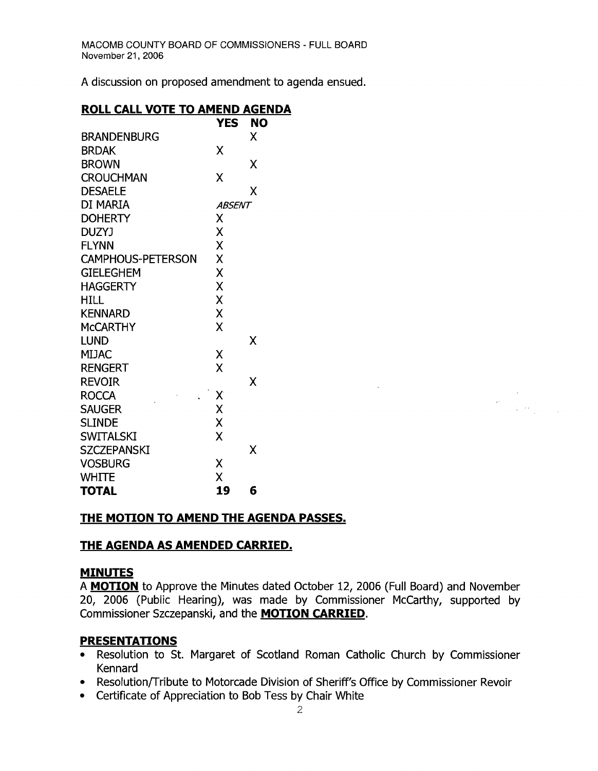A discussion on proposed amendment to agenda ensued.

## ROLL CALL VOTE TO AMEND AGENDA

| | YES | NO |
|---|---|---|
| BRANDENBURG | | X |
| BRDAK | X | |
| BROWN | | X |
| CROUCHMAN | X | |
| DESAELE | | X |
| DI MARIA | *ABSENT* | |
| DOHERTY | X | |
| DUZYJ | X | |
| FLYNN | X | |
| CAMPHOUS-PETERSON | X | |
| GIELEGHEM | X | |
| HAGGERTY | X | |
| HILL | X | |
| KENNARD | X | |
| McCARTHY | X | |
| LUND | | X |
| MIJAC | X | |
| RENGERT | X | |
| REVOIR | | X |
| ROCCA | X | |
| SAUGER | X | |
| SLINDE | X | |
| SWITALSKI | X | |
| SZCZEPANSKI | | X |
| VOSBURG | X | |
| WHITE | X | |
| **TOTAL** | **19** | **6** |

**THE MOTION TO AMEND THE AGENDA PASSES.**

**THE AGENDA AS AMENDED CARRIED.**

## MINUTES

A **MOTION** to Approve the Minutes dated October 12, 2006 (Full Board) and November 20, 2006 (Public Hearing), was made by Commissioner McCarthy, supported by Commissioner Szczepanski, and the **MOTION CARRIED**.

## PRESENTATIONS

- Resolution to St. Margaret of Scotland Roman Catholic Church by Commissioner Kennard
- Resolution/Tribute to Motorcade Division of Sheriff's Office by Commissioner Revoir
- Certificate of Appreciation to Bob Tess by Chair White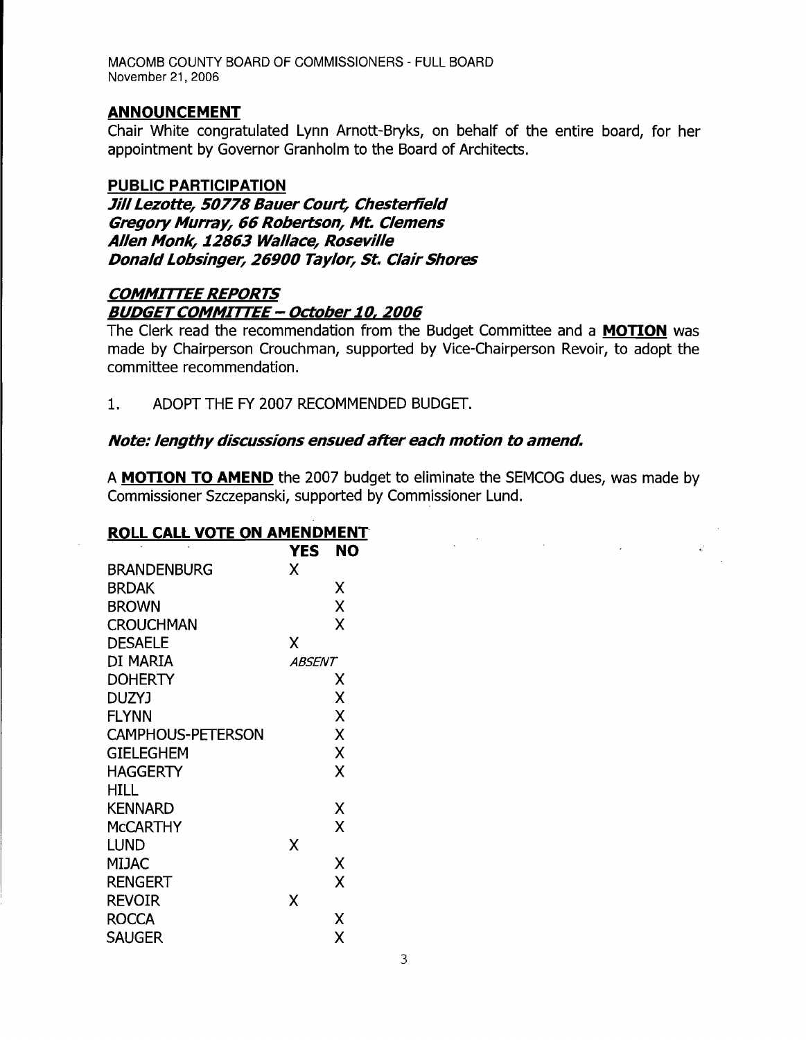MACOMB COUNTY BOARD OF COMMISSIONERS - FULL BOARD
November 21, 2006

## ANNOUNCEMENT

Chair White congratulated Lynn Arnott-Bryks, on behalf of the entire board, for her appointment by Governor Granholm to the Board of Architects.

## PUBLIC PARTICIPATION

***Jill Lezotte, 50778 Bauer Court, Chesterfield***
***Gregory Murray, 66 Robertson, Mt. Clemens***
***Allen Monk, 12863 Wallace, Roseville***
***Donald Lobsinger, 26900 Taylor, St. Clair Shores***

## *COMMITTEE REPORTS*

### *BUDGET COMMITTEE – October 10, 2006*

The Clerk read the recommendation from the Budget Committee and a **MOTION** was made by Chairperson Crouchman, supported by Vice-Chairperson Revoir, to adopt the committee recommendation.

1. ADOPT THE FY 2007 RECOMMENDED BUDGET.

***Note: lengthy discussions ensued after each motion to amend.***

A **MOTION TO AMEND** the 2007 budget to eliminate the SEMCOG dues, was made by Commissioner Szczepanski, supported by Commissioner Lund.

**ROLL CALL VOTE ON AMENDMENT**

| | YES | NO |
|---|---|---|
| BRANDENBURG | X | |
| BRDAK | | X |
| BROWN | | X |
| CROUCHMAN | | X |
| DESAELE | X | |
| DI MARIA | *ABSENT* | |
| DOHERTY | | X |
| DUZYJ | | X |
| FLYNN | | X |
| CAMPHOUS-PETERSON | | X |
| GIELEGHEM | | X |
| HAGGERTY | | X |
| HILL | | |
| KENNARD | | X |
| McCARTHY | | X |
| LUND | X | |
| MIJAC | | X |
| RENGERT | | X |
| REVOIR | X | |
| ROCCA | | X |
| SAUGER | | X |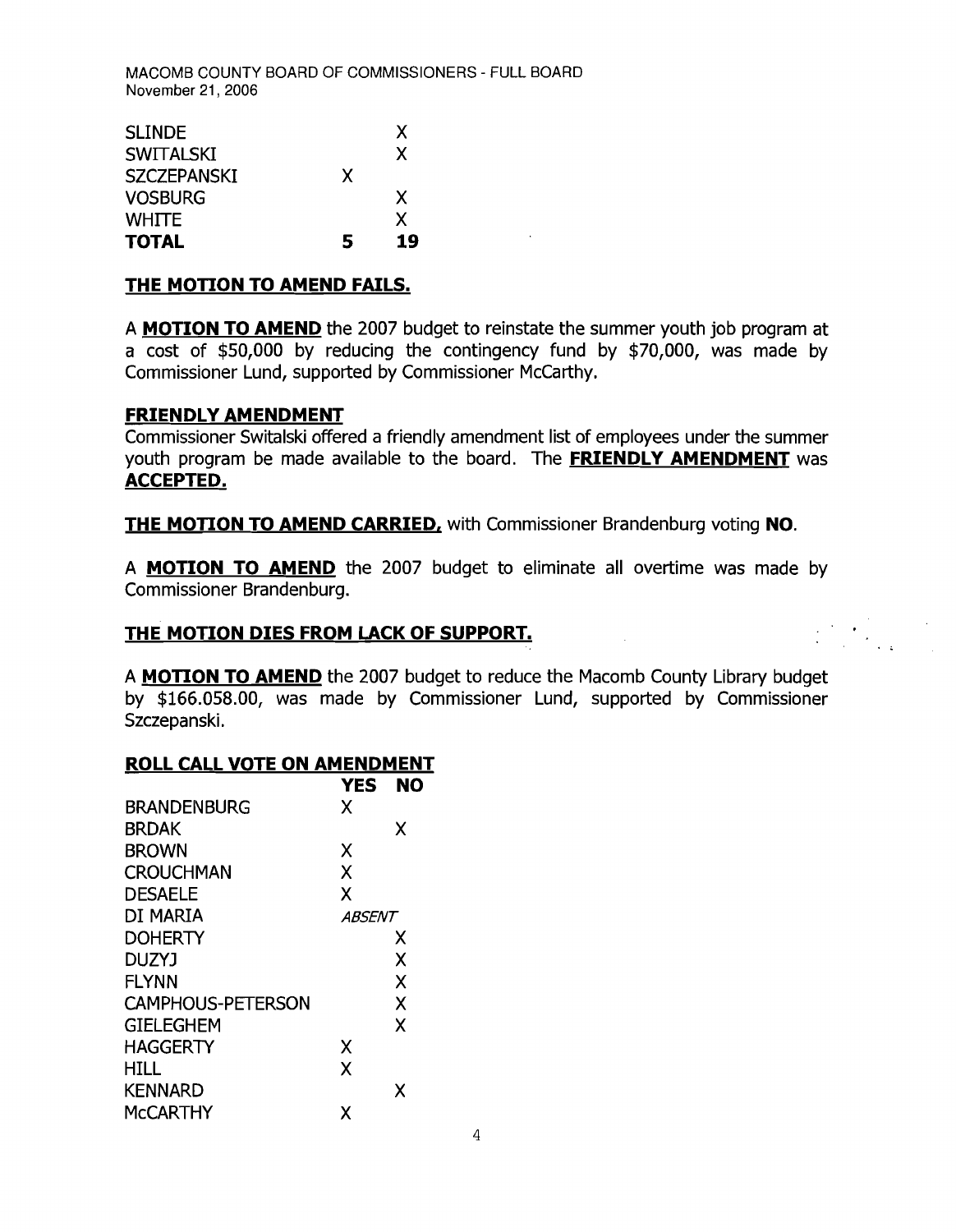| | | |
|---|---|---|
| SLINDE | | X |
| SWITALSKI | | X |
| SZCZEPANSKI | X | |
| VOSBURG | | X |
| WHITE | | X |
| **TOTAL** | **5** | **19** |

**THE MOTION TO AMEND FAILS.**

A **MOTION TO AMEND** the 2007 budget to reinstate the summer youth job program at a cost of $50,000 by reducing the contingency fund by $70,000, was made by Commissioner Lund, supported by Commissioner McCarthy.

**FRIENDLY AMENDMENT**

Commissioner Switalski offered a friendly amendment list of employees under the summer youth program be made available to the board. The **FRIENDLY AMENDMENT** was **ACCEPTED.**

**THE MOTION TO AMEND CARRIED,** with Commissioner Brandenburg voting **NO**.

A **MOTION TO AMEND** the 2007 budget to eliminate all overtime was made by Commissioner Brandenburg.

**THE MOTION DIES FROM LACK OF SUPPORT.**

A **MOTION TO AMEND** the 2007 budget to reduce the Macomb County Library budget by $166.058.00, was made by Commissioner Lund, supported by Commissioner Szczepanski.

**ROLL CALL VOTE ON AMENDMENT**

| | YES | NO |
|---|---|---|
| BRANDENBURG | X | |
| BRDAK | | X |
| BROWN | X | |
| CROUCHMAN | X | |
| DESAELE | X | |
| DI MARIA | *ABSENT* | |
| DOHERTY | | X |
| DUZYJ | | X |
| FLYNN | | X |
| CAMPHOUS-PETERSON | | X |
| GIELEGHEM | | X |
| HAGGERTY | X | |
| HILL | X | |
| KENNARD | | X |
| McCARTHY | X | |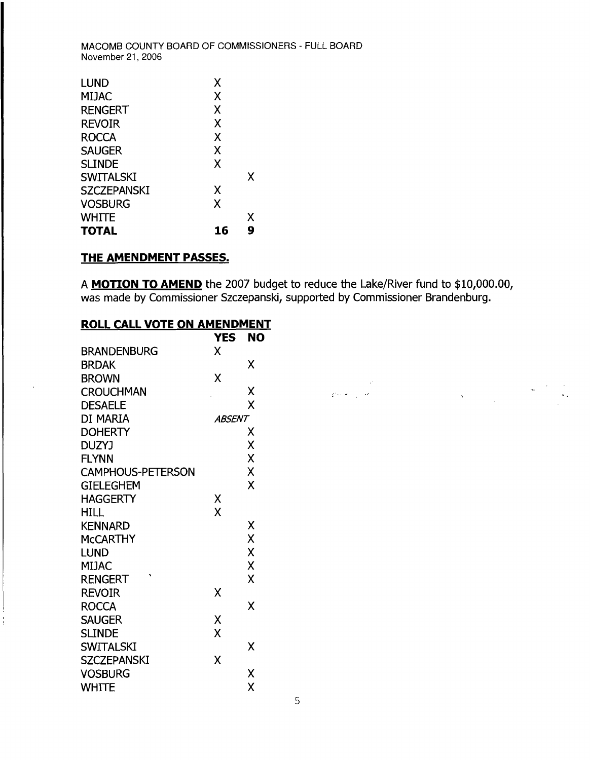| | | |
|---|---|---|
| LUND | X | |
| MIJAC | X | |
| RENGERT | X | |
| REVOIR | X | |
| ROCCA | X | |
| SAUGER | X | |
| SLINDE | X | |
| SWITALSKI | | X |
| SZCZEPANSKI | X | |
| VOSBURG | X | |
| WHITE | | X |
| **TOTAL** | **16** | **9** |

**THE AMENDMENT PASSES.**

A **MOTION TO AMEND** the 2007 budget to reduce the Lake/River fund to $10,000.00, was made by Commissioner Szczepanski, supported by Commissioner Brandenburg.

**ROLL CALL VOTE ON AMENDMENT**

| | YES | NO |
|---|---|---|
| BRANDENBURG | X | |
| BRDAK | | X |
| BROWN | X | |
| CROUCHMAN | | X |
| DESAELE | | X |
| DI MARIA | *ABSENT* | |
| DOHERTY | | X |
| DUZYJ | | X |
| FLYNN | | X |
| CAMPHOUS-PETERSON | | X |
| GIELEGHEM | | X |
| HAGGERTY | X | |
| HILL | X | |
| KENNARD | | X |
| McCARTHY | | X |
| LUND | | X |
| MIJAC | | X |
| RENGERT | | X |
| REVOIR | X | |
| ROCCA | | X |
| SAUGER | X | |
| SLINDE | X | |
| SWITALSKI | | X |
| SZCZEPANSKI | X | |
| VOSBURG | | X |
| WHITE | | X |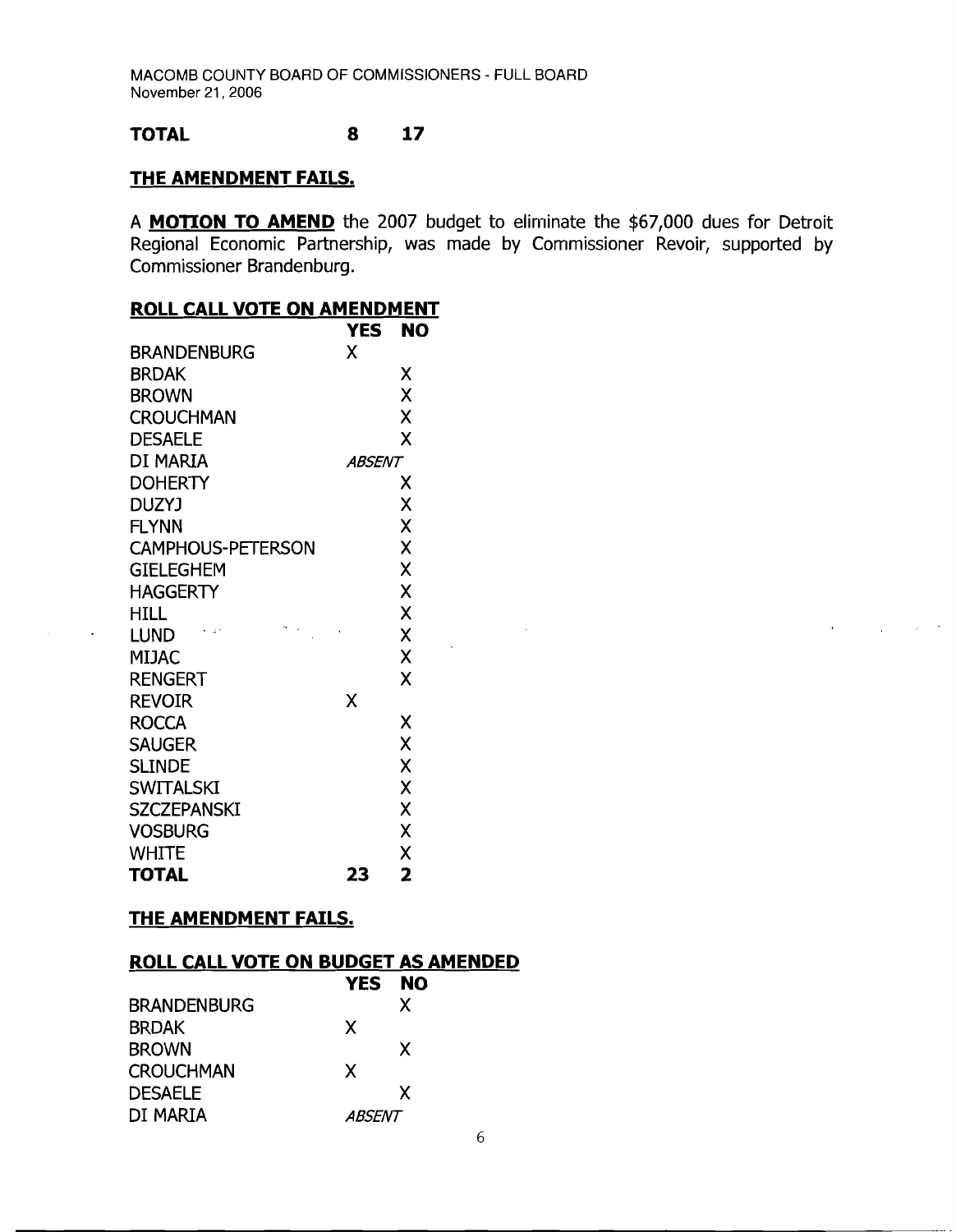**TOTAL 8 17**

**THE AMENDMENT FAILS.**

A **MOTION TO AMEND** the 2007 budget to eliminate the $67,000 dues for Detroit Regional Economic Partnership, was made by Commissioner Revoir, supported by Commissioner Brandenburg.

**ROLL CALL VOTE ON AMENDMENT**

| | YES | NO |
|---|---|---|
| BRANDENBURG | X | |
| BRDAK | | X |
| BROWN | | X |
| CROUCHMAN | | X |
| DESAELE | | X |
| DI MARIA | *ABSENT* | |
| DOHERTY | | X |
| DUZYJ | | X |
| FLYNN | | X |
| CAMPHOUS-PETERSON | | X |
| GIELEGHEM | | X |
| HAGGERTY | | X |
| HILL | | X |
| LUND | | X |
| MIJAC | | X |
| RENGERT | | X |
| REVOIR | X | |
| ROCCA | | X |
| SAUGER | | X |
| SLINDE | | X |
| SWITALSKI | | X |
| SZCZEPANSKI | | X |
| VOSBURG | | X |
| WHITE | | X |
| **TOTAL** | **23** | **2** |

**THE AMENDMENT FAILS.**

**ROLL CALL VOTE ON BUDGET AS AMENDED**

| | YES | NO |
|---|---|---|
| BRANDENBURG | | X |
| BRDAK | X | |
| BROWN | | X |
| CROUCHMAN | X | |
| DESAELE | | X |
| DI MARIA | *ABSENT* | |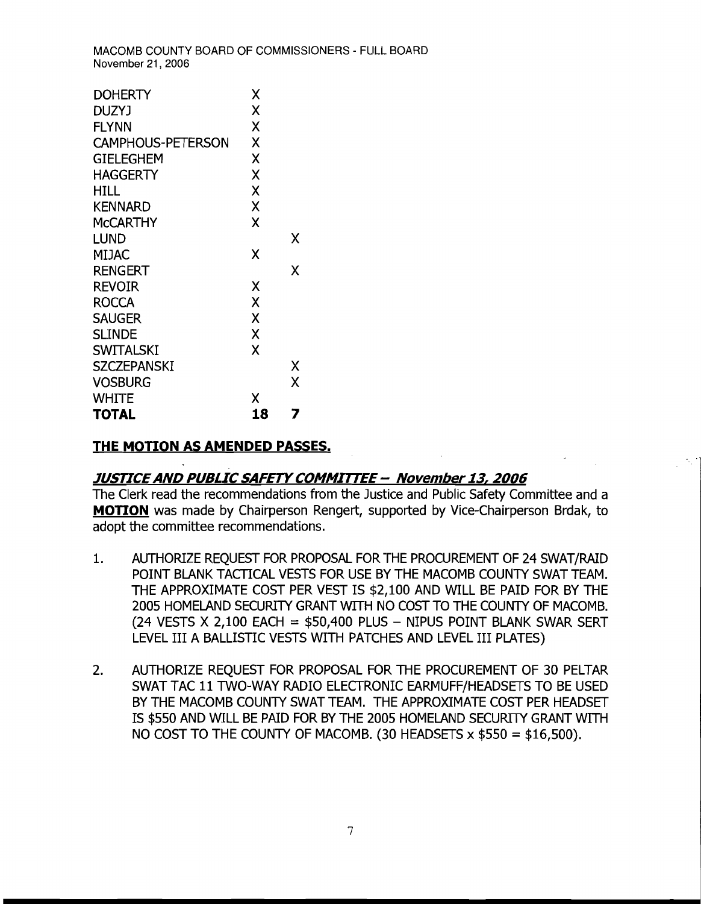| | | |
|---|---|---|
| DOHERTY | X | |
| DUZYJ | X | |
| FLYNN | X | |
| CAMPHOUS-PETERSON | X | |
| GIELEGHEM | X | |
| HAGGERTY | X | |
| HILL | X | |
| KENNARD | X | |
| McCARTHY | X | |
| LUND | | X |
| MIJAC | X | |
| RENGERT | | X |
| REVOIR | X | |
| ROCCA | X | |
| SAUGER | X | |
| SLINDE | X | |
| SWITALSKI | X | |
| SZCZEPANSKI | | X |
| VOSBURG | | X |
| WHITE | X | |
| **TOTAL** | **18** | **7** |

**THE MOTION AS AMENDED PASSES.**

***JUSTICE AND PUBLIC SAFETY COMMITTEE – November 13, 2006***

The Clerk read the recommendations from the Justice and Public Safety Committee and a **MOTION** was made by Chairperson Rengert, supported by Vice-Chairperson Brdak, to adopt the committee recommendations.

1. AUTHORIZE REQUEST FOR PROPOSAL FOR THE PROCUREMENT OF 24 SWAT/RAID POINT BLANK TACTICAL VESTS FOR USE BY THE MACOMB COUNTY SWAT TEAM. THE APPROXIMATE COST PER VEST IS $2,100 AND WILL BE PAID FOR BY THE 2005 HOMELAND SECURITY GRANT WITH NO COST TO THE COUNTY OF MACOMB. (24 VESTS X 2,100 EACH = $50,400 PLUS – NIPUS POINT BLANK SWAR SERT LEVEL III A BALLISTIC VESTS WITH PATCHES AND LEVEL III PLATES)

2. AUTHORIZE REQUEST FOR PROPOSAL FOR THE PROCUREMENT OF 30 PELTAR SWAT TAC 11 TWO-WAY RADIO ELECTRONIC EARMUFF/HEADSETS TO BE USED BY THE MACOMB COUNTY SWAT TEAM. THE APPROXIMATE COST PER HEADSET IS $550 AND WILL BE PAID FOR BY THE 2005 HOMELAND SECURITY GRANT WITH NO COST TO THE COUNTY OF MACOMB. (30 HEADSETS x $550 = $16,500).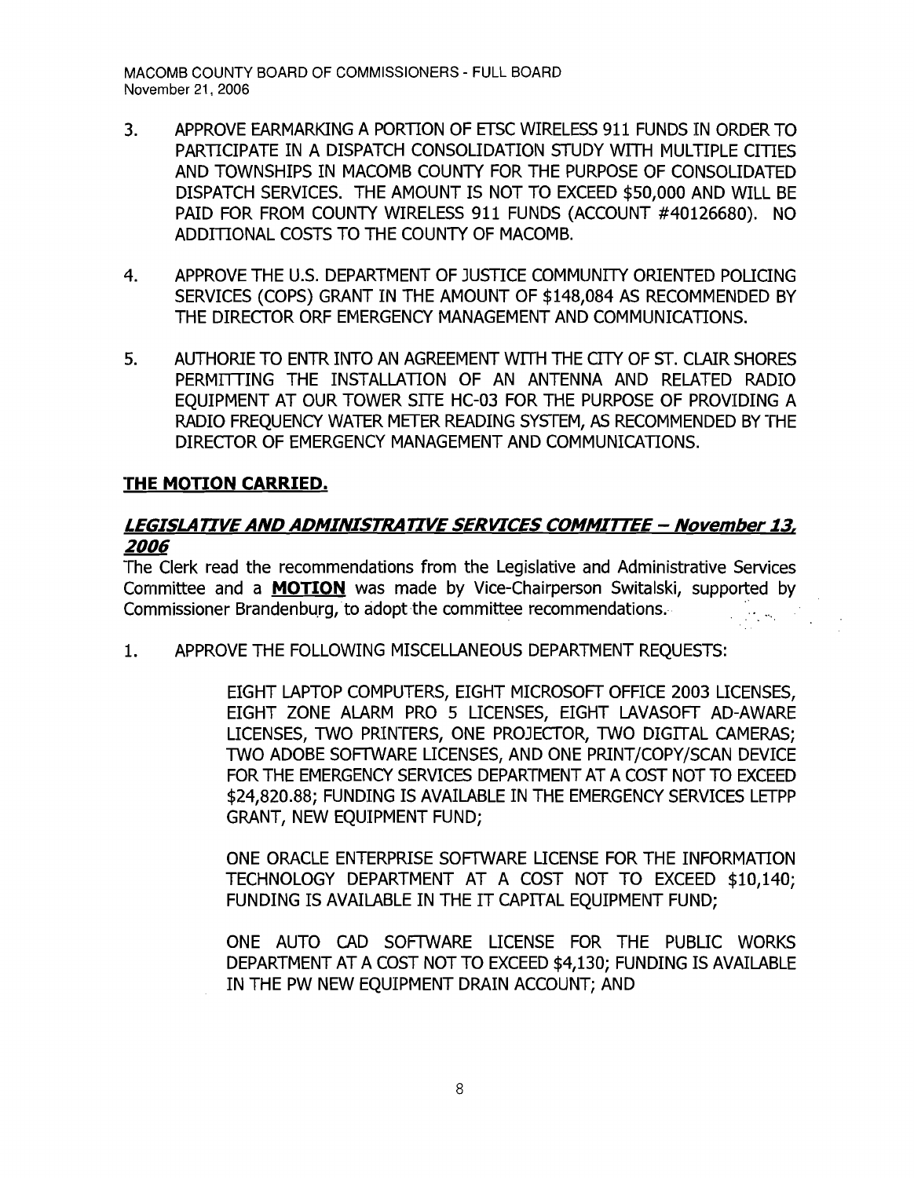3. APPROVE EARMARKING A PORTION OF ETSC WIRELESS 911 FUNDS IN ORDER TO PARTICIPATE IN A DISPATCH CONSOLIDATION STUDY WITH MULTIPLE CITIES AND TOWNSHIPS IN MACOMB COUNTY FOR THE PURPOSE OF CONSOLIDATED DISPATCH SERVICES. THE AMOUNT IS NOT TO EXCEED $50,000 AND WILL BE PAID FOR FROM COUNTY WIRELESS 911 FUNDS (ACCOUNT #40126680). NO ADDITIONAL COSTS TO THE COUNTY OF MACOMB.

4. APPROVE THE U.S. DEPARTMENT OF JUSTICE COMMUNITY ORIENTED POLICING SERVICES (COPS) GRANT IN THE AMOUNT OF $148,084 AS RECOMMENDED BY THE DIRECTOR ORF EMERGENCY MANAGEMENT AND COMMUNICATIONS.

5. AUTHORIE TO ENTR INTO AN AGREEMENT WITH THE CITY OF ST. CLAIR SHORES PERMITTING THE INSTALLATION OF AN ANTENNA AND RELATED RADIO EQUIPMENT AT OUR TOWER SITE HC-03 FOR THE PURPOSE OF PROVIDING A RADIO FREQUENCY WATER METER READING SYSTEM, AS RECOMMENDED BY THE DIRECTOR OF EMERGENCY MANAGEMENT AND COMMUNICATIONS.

**THE MOTION CARRIED.**

***LEGISLATIVE AND ADMINISTRATIVE SERVICES COMMITTEE – November 13, 2006***

The Clerk read the recommendations from the Legislative and Administrative Services Committee and a **MOTION** was made by Vice-Chairperson Switalski, supported by Commissioner Brandenburg, to adopt the committee recommendations.

1. APPROVE THE FOLLOWING MISCELLANEOUS DEPARTMENT REQUESTS:

   EIGHT LAPTOP COMPUTERS, EIGHT MICROSOFT OFFICE 2003 LICENSES, EIGHT ZONE ALARM PRO 5 LICENSES, EIGHT LAVASOFT AD-AWARE LICENSES, TWO PRINTERS, ONE PROJECTOR, TWO DIGITAL CAMERAS; TWO ADOBE SOFTWARE LICENSES, AND ONE PRINT/COPY/SCAN DEVICE FOR THE EMERGENCY SERVICES DEPARTMENT AT A COST NOT TO EXCEED $24,820.88; FUNDING IS AVAILABLE IN THE EMERGENCY SERVICES LETPP GRANT, NEW EQUIPMENT FUND;

   ONE ORACLE ENTERPRISE SOFTWARE LICENSE FOR THE INFORMATION TECHNOLOGY DEPARTMENT AT A COST NOT TO EXCEED $10,140; FUNDING IS AVAILABLE IN THE IT CAPITAL EQUIPMENT FUND;

   ONE AUTO CAD SOFTWARE LICENSE FOR THE PUBLIC WORKS DEPARTMENT AT A COST NOT TO EXCEED $4,130; FUNDING IS AVAILABLE IN THE PW NEW EQUIPMENT DRAIN ACCOUNT; AND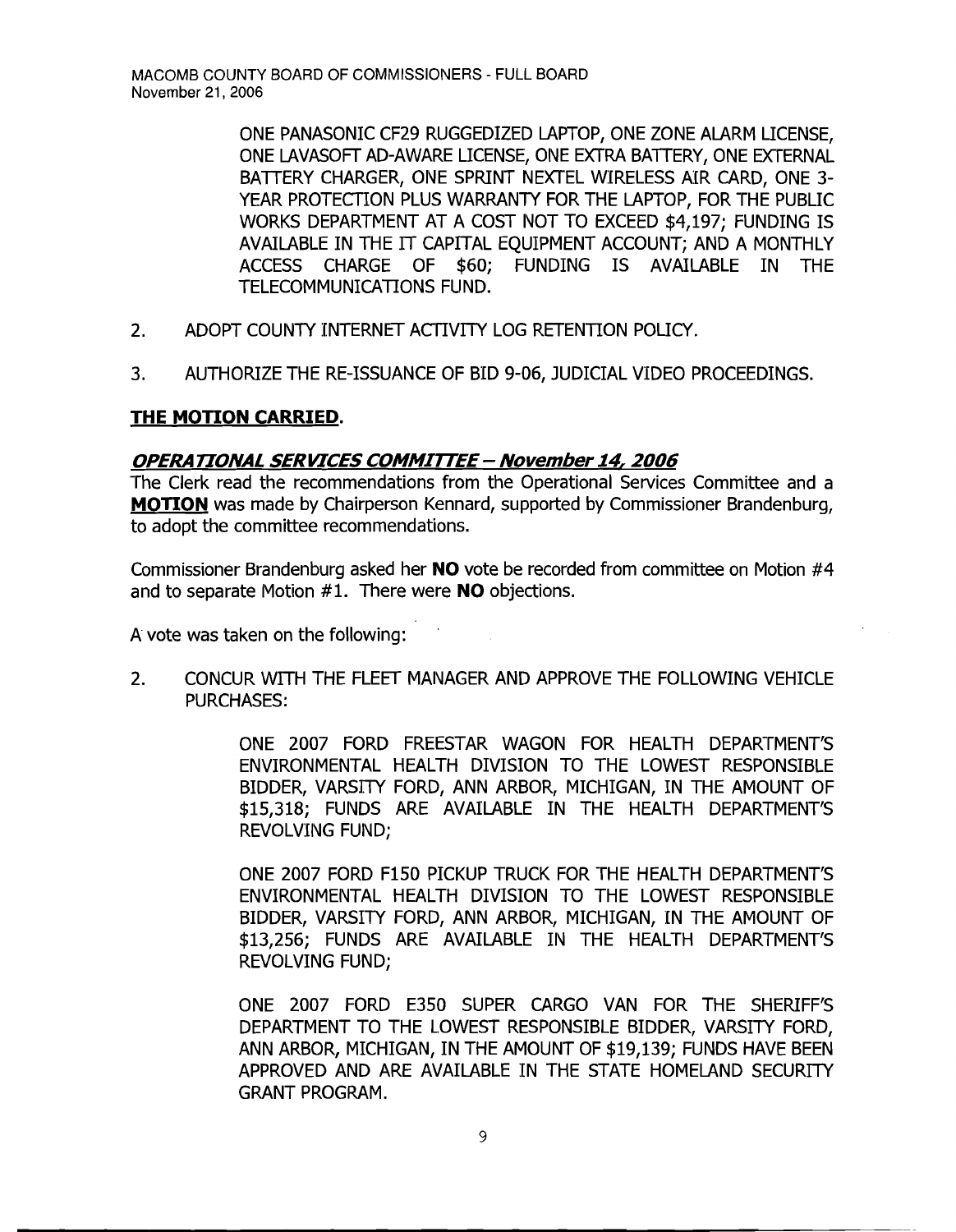ONE PANASONIC CF29 RUGGEDIZED LAPTOP, ONE ZONE ALARM LICENSE, ONE LAVASOFT AD-AWARE LICENSE, ONE EXTRA BATTERY, ONE EXTERNAL BATTERY CHARGER, ONE SPRINT NEXTEL WIRELESS AIR CARD, ONE 3-YEAR PROTECTION PLUS WARRANTY FOR THE LAPTOP, FOR THE PUBLIC WORKS DEPARTMENT AT A COST NOT TO EXCEED $4,197; FUNDING IS AVAILABLE IN THE IT CAPITAL EQUIPMENT ACCOUNT; AND A MONTHLY ACCESS CHARGE OF $60; FUNDING IS AVAILABLE IN THE TELECOMMUNICATIONS FUND.

2. ADOPT COUNTY INTERNET ACTIVITY LOG RETENTION POLICY.

3. AUTHORIZE THE RE-ISSUANCE OF BID 9-06, JUDICIAL VIDEO PROCEEDINGS.

**THE MOTION CARRIED.**

***OPERATIONAL SERVICES COMMITTEE – November 14, 2006***

The Clerk read the recommendations from the Operational Services Committee and a **MOTION** was made by Chairperson Kennard, supported by Commissioner Brandenburg, to adopt the committee recommendations.

Commissioner Brandenburg asked her **NO** vote be recorded from committee on Motion #4 and to separate Motion #1. There were **NO** objections.

A vote was taken on the following:

2. CONCUR WITH THE FLEET MANAGER AND APPROVE THE FOLLOWING VEHICLE PURCHASES:

   ONE 2007 FORD FREESTAR WAGON FOR HEALTH DEPARTMENT'S ENVIRONMENTAL HEALTH DIVISION TO THE LOWEST RESPONSIBLE BIDDER, VARSITY FORD, ANN ARBOR, MICHIGAN, IN THE AMOUNT OF $15,318; FUNDS ARE AVAILABLE IN THE HEALTH DEPARTMENT'S REVOLVING FUND;

   ONE 2007 FORD F150 PICKUP TRUCK FOR THE HEALTH DEPARTMENT'S ENVIRONMENTAL HEALTH DIVISION TO THE LOWEST RESPONSIBLE BIDDER, VARSITY FORD, ANN ARBOR, MICHIGAN, IN THE AMOUNT OF $13,256; FUNDS ARE AVAILABLE IN THE HEALTH DEPARTMENT'S REVOLVING FUND;

   ONE 2007 FORD E350 SUPER CARGO VAN FOR THE SHERIFF'S DEPARTMENT TO THE LOWEST RESPONSIBLE BIDDER, VARSITY FORD, ANN ARBOR, MICHIGAN, IN THE AMOUNT OF $19,139; FUNDS HAVE BEEN APPROVED AND ARE AVAILABLE IN THE STATE HOMELAND SECURITY GRANT PROGRAM.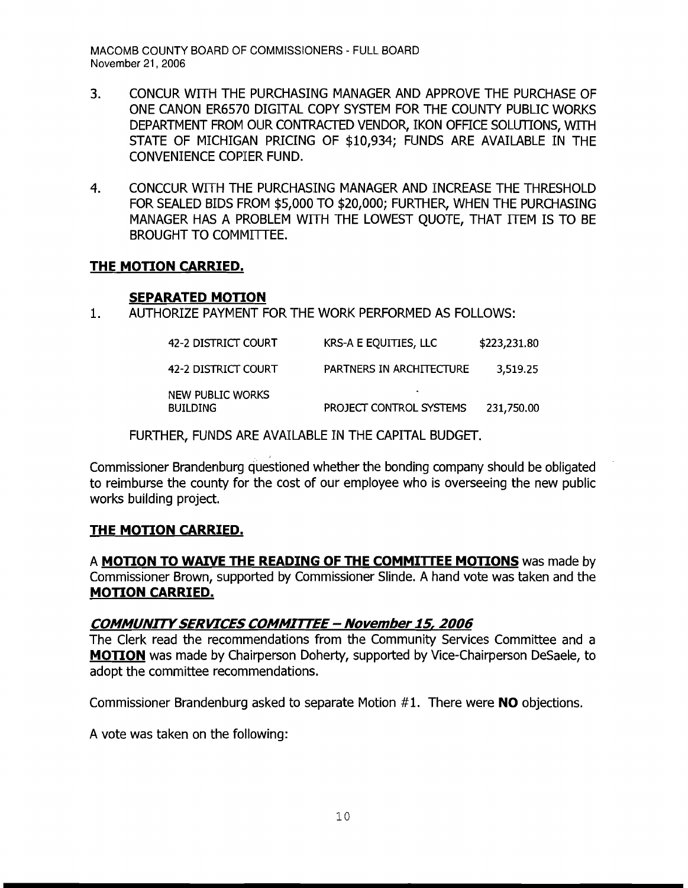3. CONCUR WITH THE PURCHASING MANAGER AND APPROVE THE PURCHASE OF ONE CANON ER6570 DIGITAL COPY SYSTEM FOR THE COUNTY PUBLIC WORKS DEPARTMENT FROM OUR CONTRACTED VENDOR, IKON OFFICE SOLUTIONS, WITH STATE OF MICHIGAN PRICING OF $10,934; FUNDS ARE AVAILABLE IN THE CONVENIENCE COPIER FUND.

4. CONCCUR WITH THE PURCHASING MANAGER AND INCREASE THE THRESHOLD FOR SEALED BIDS FROM $5,000 TO $20,000; FURTHER, WHEN THE PURCHASING MANAGER HAS A PROBLEM WITH THE LOWEST QUOTE, THAT ITEM IS TO BE BROUGHT TO COMMITTEE.

**THE MOTION CARRIED.**

**SEPARATED MOTION**

1. AUTHORIZE PAYMENT FOR THE WORK PERFORMED AS FOLLOWS:

| | | |
|---|---|---|
| 42-2 DISTRICT COURT | KRS-A E EQUITIES, LLC | $223,231.80 |
| 42-2 DISTRICT COURT | PARTNERS IN ARCHITECTURE | 3,519.25 |
| NEW PUBLIC WORKS BUILDING | PROJECT CONTROL SYSTEMS | 231,750.00 |

FURTHER, FUNDS ARE AVAILABLE IN THE CAPITAL BUDGET.

Commissioner Brandenburg questioned whether the bonding company should be obligated to reimburse the county for the cost of our employee who is overseeing the new public works building project.

**THE MOTION CARRIED.**

A **MOTION TO WAIVE THE READING OF THE COMMITTEE MOTIONS** was made by Commissioner Brown, supported by Commissioner Slinde. A hand vote was taken and the **MOTION CARRIED.**

## *COMMUNITY SERVICES COMMITTEE – November 15, 2006*

The Clerk read the recommendations from the Community Services Committee and a **MOTION** was made by Chairperson Doherty, supported by Vice-Chairperson DeSaele, to adopt the committee recommendations.

Commissioner Brandenburg asked to separate Motion #1. There were **NO** objections.

A vote was taken on the following: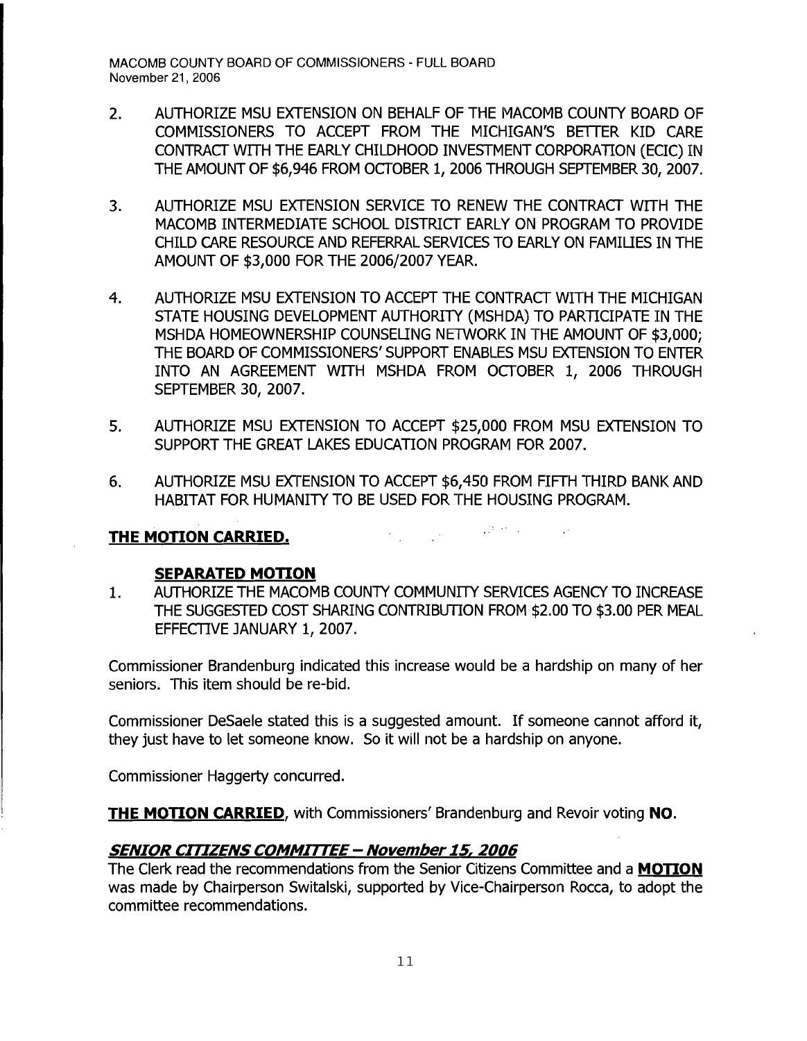2. AUTHORIZE MSU EXTENSION ON BEHALF OF THE MACOMB COUNTY BOARD OF COMMISSIONERS TO ACCEPT FROM THE MICHIGAN'S BETTER KID CARE CONTRACT WITH THE EARLY CHILDHOOD INVESTMENT CORPORATION (ECIC) IN THE AMOUNT OF $6,946 FROM OCTOBER 1, 2006 THROUGH SEPTEMBER 30, 2007.

3. AUTHORIZE MSU EXTENSION SERVICE TO RENEW THE CONTRACT WITH THE MACOMB INTERMEDIATE SCHOOL DISTRICT EARLY ON PROGRAM TO PROVIDE CHILD CARE RESOURCE AND REFERRAL SERVICES TO EARLY ON FAMILIES IN THE AMOUNT OF $3,000 FOR THE 2006/2007 YEAR.

4. AUTHORIZE MSU EXTENSION TO ACCEPT THE CONTRACT WITH THE MICHIGAN STATE HOUSING DEVELOPMENT AUTHORITY (MSHDA) TO PARTICIPATE IN THE MSHDA HOMEOWNERSHIP COUNSELING NETWORK IN THE AMOUNT OF $3,000; THE BOARD OF COMMISSIONERS' SUPPORT ENABLES MSU EXTENSION TO ENTER INTO AN AGREEMENT WITH MSHDA FROM OCTOBER 1, 2006 THROUGH SEPTEMBER 30, 2007.

5. AUTHORIZE MSU EXTENSION TO ACCEPT $25,000 FROM MSU EXTENSION TO SUPPORT THE GREAT LAKES EDUCATION PROGRAM FOR 2007.

6. AUTHORIZE MSU EXTENSION TO ACCEPT $6,450 FROM FIFTH THIRD BANK AND HABITAT FOR HUMANITY TO BE USED FOR THE HOUSING PROGRAM.

**THE MOTION CARRIED.**

**SEPARATED MOTION**

1. AUTHORIZE THE MACOMB COUNTY COMMUNITY SERVICES AGENCY TO INCREASE THE SUGGESTED COST SHARING CONTRIBUTION FROM $2.00 TO $3.00 PER MEAL EFFECTIVE JANUARY 1, 2007.

Commissioner Brandenburg indicated this increase would be a hardship on many of her seniors. This item should be re-bid.

Commissioner DeSaele stated this is a suggested amount. If someone cannot afford it, they just have to let someone know. So it will not be a hardship on anyone.

Commissioner Haggerty concurred.

**THE MOTION CARRIED**, with Commissioners' Brandenburg and Revoir voting **NO**.

### ***SENIOR CITIZENS COMMITTEE – November 15, 2006***

The Clerk read the recommendations from the Senior Citizens Committee and a **MOTION** was made by Chairperson Switalski, supported by Vice-Chairperson Rocca, to adopt the committee recommendations.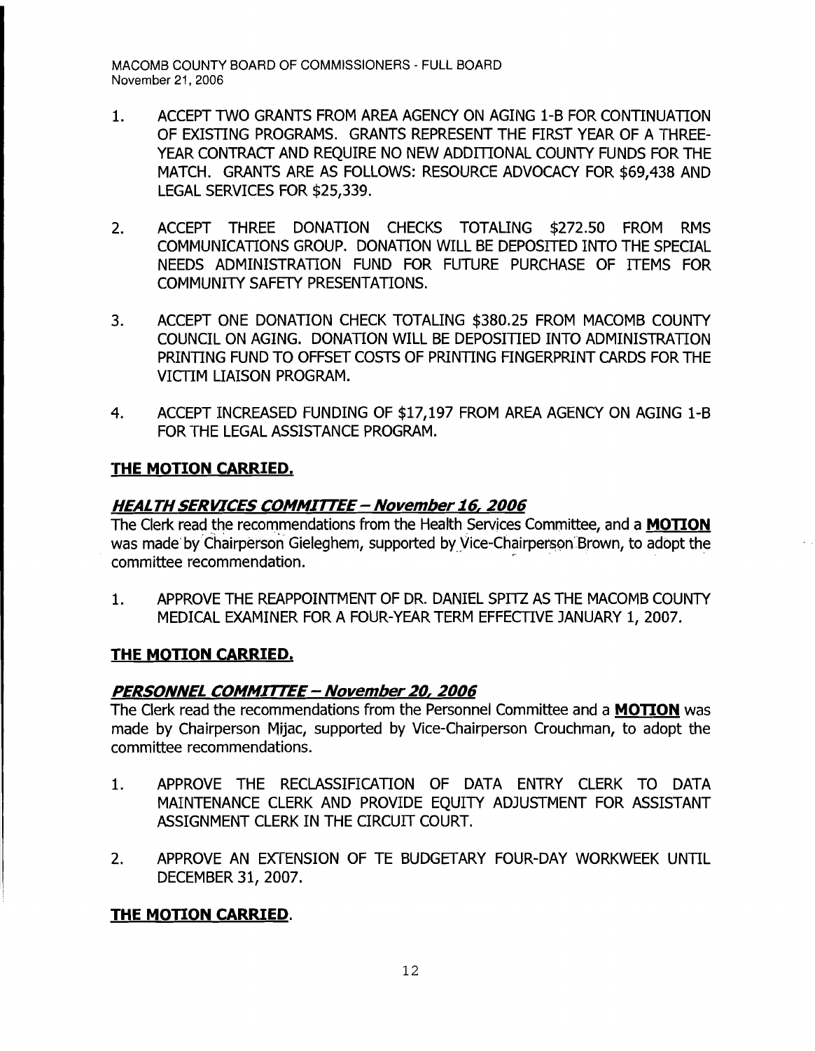1. ACCEPT TWO GRANTS FROM AREA AGENCY ON AGING 1-B FOR CONTINUATION OF EXISTING PROGRAMS. GRANTS REPRESENT THE FIRST YEAR OF A THREE-YEAR CONTRACT AND REQUIRE NO NEW ADDITIONAL COUNTY FUNDS FOR THE MATCH. GRANTS ARE AS FOLLOWS: RESOURCE ADVOCACY FOR $69,438 AND LEGAL SERVICES FOR $25,339.

2. ACCEPT THREE DONATION CHECKS TOTALING $272.50 FROM RMS COMMUNICATIONS GROUP. DONATION WILL BE DEPOSITED INTO THE SPECIAL NEEDS ADMINISTRATION FUND FOR FUTURE PURCHASE OF ITEMS FOR COMMUNITY SAFETY PRESENTATIONS.

3. ACCEPT ONE DONATION CHECK TOTALING $380.25 FROM MACOMB COUNTY COUNCIL ON AGING. DONATION WILL BE DEPOSITIED INTO ADMINISTRATION PRINTING FUND TO OFFSET COSTS OF PRINTING FINGERPRINT CARDS FOR THE VICTIM LIAISON PROGRAM.

4. ACCEPT INCREASED FUNDING OF $17,197 FROM AREA AGENCY ON AGING 1-B FOR THE LEGAL ASSISTANCE PROGRAM.

**THE MOTION CARRIED.**

***HEALTH SERVICES COMMITTEE – November 16, 2006***

The Clerk read the recommendations from the Health Services Committee, and a **MOTION** was made by Chairperson Gieleghem, supported by Vice-Chairperson Brown, to adopt the committee recommendation.

1. APPROVE THE REAPPOINTMENT OF DR. DANIEL SPITZ AS THE MACOMB COUNTY MEDICAL EXAMINER FOR A FOUR-YEAR TERM EFFECTIVE JANUARY 1, 2007.

**THE MOTION CARRIED.**

***PERSONNEL COMMITTEE – November 20, 2006***

The Clerk read the recommendations from the Personnel Committee and a **MOTION** was made by Chairperson Mijac, supported by Vice-Chairperson Crouchman, to adopt the committee recommendations.

1. APPROVE THE RECLASSIFICATION OF DATA ENTRY CLERK TO DATA MAINTENANCE CLERK AND PROVIDE EQUITY ADJUSTMENT FOR ASSISTANT ASSIGNMENT CLERK IN THE CIRCUIT COURT.

2. APPROVE AN EXTENSION OF TE BUDGETARY FOUR-DAY WORKWEEK UNTIL DECEMBER 31, 2007.

**THE MOTION CARRIED.**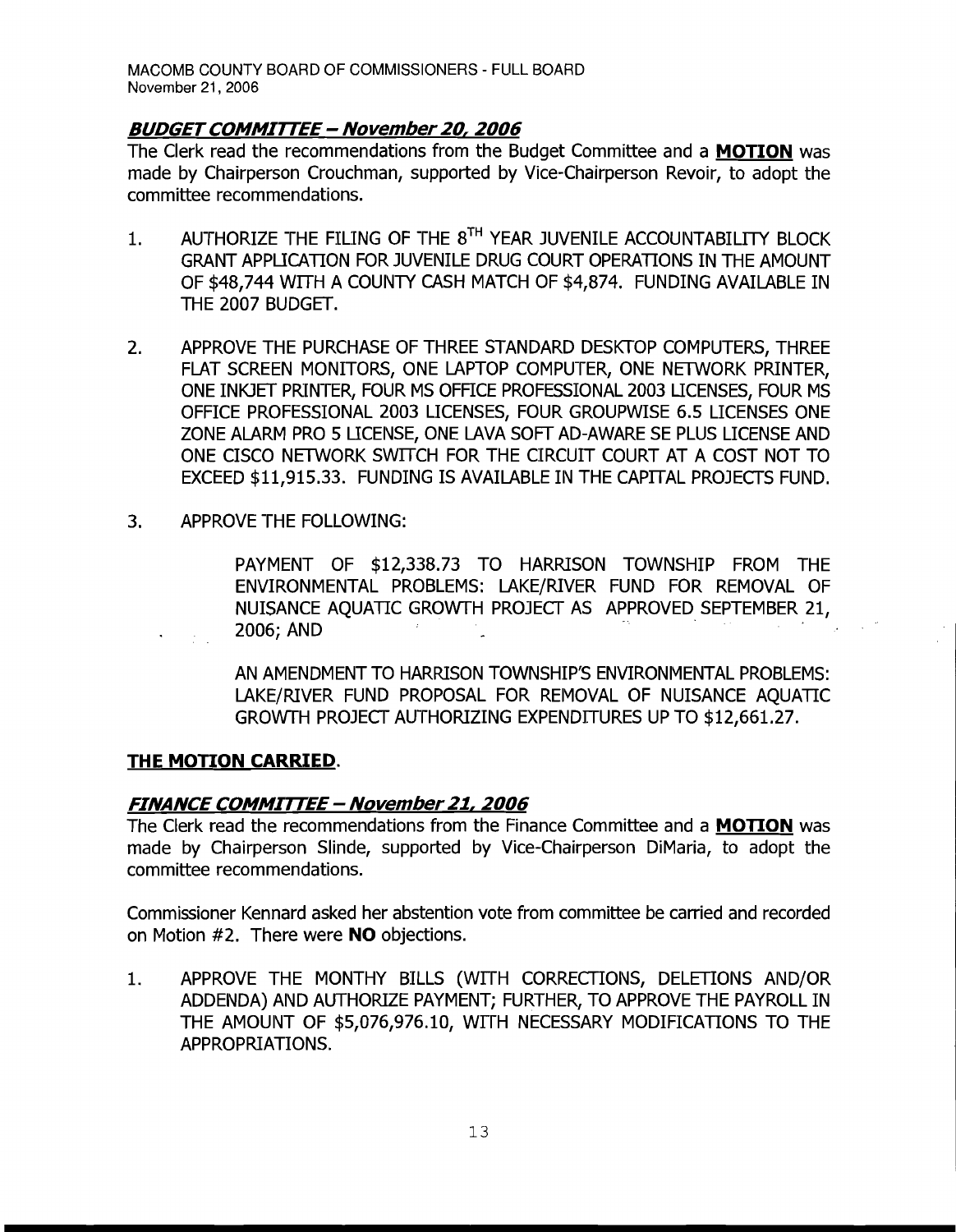## *BUDGET COMMITTEE – November 20, 2006*

The Clerk read the recommendations from the Budget Committee and a **MOTION** was made by Chairperson Crouchman, supported by Vice-Chairperson Revoir, to adopt the committee recommendations.

1. AUTHORIZE THE FILING OF THE 8TH YEAR JUVENILE ACCOUNTABILITY BLOCK GRANT APPLICATION FOR JUVENILE DRUG COURT OPERATIONS IN THE AMOUNT OF $48,744 WITH A COUNTY CASH MATCH OF $4,874. FUNDING AVAILABLE IN THE 2007 BUDGET.

2. APPROVE THE PURCHASE OF THREE STANDARD DESKTOP COMPUTERS, THREE FLAT SCREEN MONITORS, ONE LAPTOP COMPUTER, ONE NETWORK PRINTER, ONE INKJET PRINTER, FOUR MS OFFICE PROFESSIONAL 2003 LICENSES, FOUR MS OFFICE PROFESSIONAL 2003 LICENSES, FOUR GROUPWISE 6.5 LICENSES ONE ZONE ALARM PRO 5 LICENSE, ONE LAVA SOFT AD-AWARE SE PLUS LICENSE AND ONE CISCO NETWORK SWITCH FOR THE CIRCUIT COURT AT A COST NOT TO EXCEED $11,915.33. FUNDING IS AVAILABLE IN THE CAPITAL PROJECTS FUND.

3. APPROVE THE FOLLOWING:

   PAYMENT OF $12,338.73 TO HARRISON TOWNSHIP FROM THE ENVIRONMENTAL PROBLEMS: LAKE/RIVER FUND FOR REMOVAL OF NUISANCE AQUATIC GROWTH PROJECT AS APPROVED SEPTEMBER 21, 2006; AND

   AN AMENDMENT TO HARRISON TOWNSHIP'S ENVIRONMENTAL PROBLEMS: LAKE/RIVER FUND PROPOSAL FOR REMOVAL OF NUISANCE AQUATIC GROWTH PROJECT AUTHORIZING EXPENDITURES UP TO $12,661.27.

**THE MOTION CARRIED.**

## *FINANCE COMMITTEE – November 21, 2006*

The Clerk read the recommendations from the Finance Committee and a **MOTION** was made by Chairperson Slinde, supported by Vice-Chairperson DiMaria, to adopt the committee recommendations.

Commissioner Kennard asked her abstention vote from committee be carried and recorded on Motion #2. There were **NO** objections.

1. APPROVE THE MONTHY BILLS (WITH CORRECTIONS, DELETIONS AND/OR ADDENDA) AND AUTHORIZE PAYMENT; FURTHER, TO APPROVE THE PAYROLL IN THE AMOUNT OF $5,076,976.10, WITH NECESSARY MODIFICATIONS TO THE APPROPRIATIONS.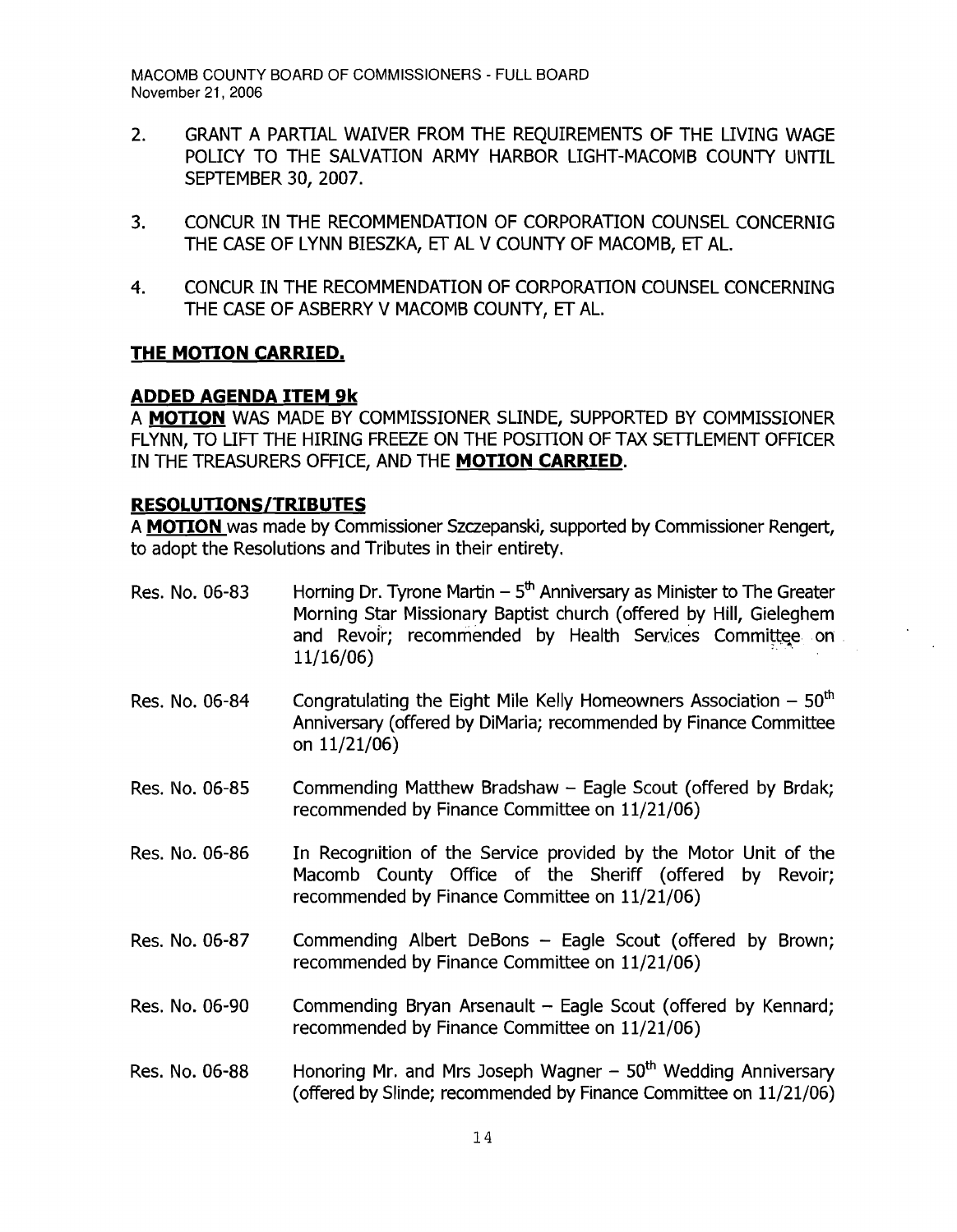2. GRANT A PARTIAL WAIVER FROM THE REQUIREMENTS OF THE LIVING WAGE POLICY TO THE SALVATION ARMY HARBOR LIGHT-MACOMB COUNTY UNTIL SEPTEMBER 30, 2007.

3. CONCUR IN THE RECOMMENDATION OF CORPORATION COUNSEL CONCERNIG THE CASE OF LYNN BIESZKA, ET AL V COUNTY OF MACOMB, ET AL.

4. CONCUR IN THE RECOMMENDATION OF CORPORATION COUNSEL CONCERNING THE CASE OF ASBERRY V MACOMB COUNTY, ET AL.

**THE MOTION CARRIED.**

**ADDED AGENDA ITEM 9k**

A **MOTION** WAS MADE BY COMMISSIONER SLINDE, SUPPORTED BY COMMISSIONER FLYNN, TO LIFT THE HIRING FREEZE ON THE POSITION OF TAX SETTLEMENT OFFICER IN THE TREASURERS OFFICE, AND THE **MOTION CARRIED**.

**RESOLUTIONS/TRIBUTES**

A **MOTION** was made by Commissioner Szczepanski, supported by Commissioner Rengert, to adopt the Resolutions and Tributes in their entirety.

Res. No. 06-83 Horning Dr. Tyrone Martin – 5th Anniversary as Minister to The Greater Morning Star Missionary Baptist church (offered by Hill, Gieleghem and Revoir; recommended by Health Services Committee on 11/16/06)

Res. No. 06-84 Congratulating the Eight Mile Kelly Homeowners Association – 50th Anniversary (offered by DiMaria; recommended by Finance Committee on 11/21/06)

Res. No. 06-85 Commending Matthew Bradshaw – Eagle Scout (offered by Brdak; recommended by Finance Committee on 11/21/06)

Res. No. 06-86 In Recognition of the Service provided by the Motor Unit of the Macomb County Office of the Sheriff (offered by Revoir; recommended by Finance Committee on 11/21/06)

Res. No. 06-87 Commending Albert DeBons – Eagle Scout (offered by Brown; recommended by Finance Committee on 11/21/06)

Res. No. 06-90 Commending Bryan Arsenault – Eagle Scout (offered by Kennard; recommended by Finance Committee on 11/21/06)

Res. No. 06-88 Honoring Mr. and Mrs Joseph Wagner – 50th Wedding Anniversary (offered by Slinde; recommended by Finance Committee on 11/21/06)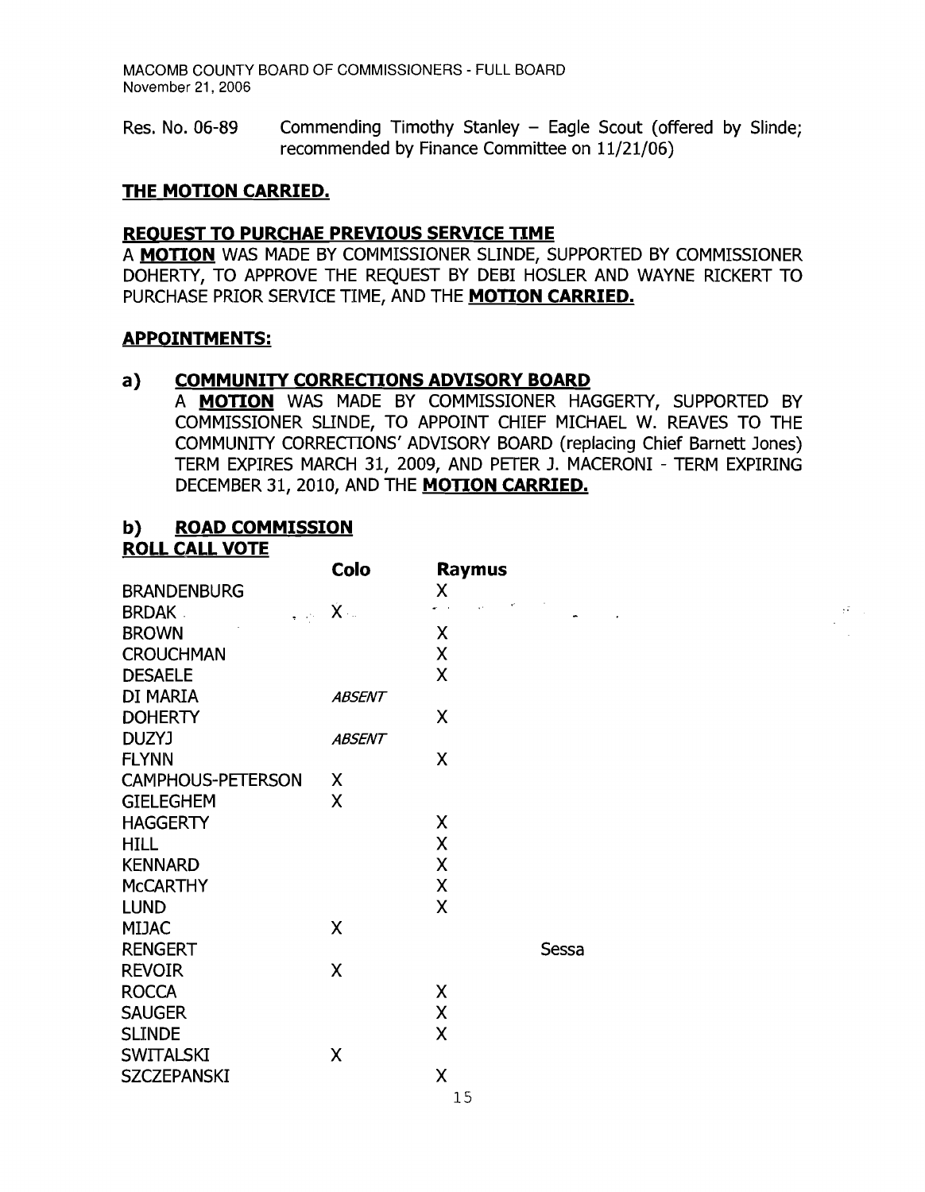Res. No. 06-89 Commending Timothy Stanley – Eagle Scout (offered by Slinde; recommended by Finance Committee on 11/21/06)

**THE MOTION CARRIED.**

**REQUEST TO PURCHAE PREVIOUS SERVICE TIME**

A **MOTION** WAS MADE BY COMMISSIONER SLINDE, SUPPORTED BY COMMISSIONER DOHERTY, TO APPROVE THE REQUEST BY DEBI HOSLER AND WAYNE RICKERT TO PURCHASE PRIOR SERVICE TIME, AND THE **MOTION CARRIED.**

**APPOINTMENTS:**

**a) COMMUNITY CORRECTIONS ADVISORY BOARD**

A **MOTION** WAS MADE BY COMMISSIONER HAGGERTY, SUPPORTED BY COMMISSIONER SLINDE, TO APPOINT CHIEF MICHAEL W. REAVES TO THE COMMUNITY CORRECTIONS' ADVISORY BOARD (replacing Chief Barnett Jones) TERM EXPIRES MARCH 31, 2009, AND PETER J. MACERONI - TERM EXPIRING DECEMBER 31, 2010, AND THE **MOTION CARRIED.**

**b) ROAD COMMISSION**

**ROLL CALL VOTE**

| | Colo | Raymus | |
|---|---|---|---|
| BRANDENBURG | | X | |
| BRDAK | X | | |
| BROWN | | X | |
| CROUCHMAN | | X | |
| DESAELE | | X | |
| DI MARIA | *ABSENT* | | |
| DOHERTY | | X | |
| DUZYJ | *ABSENT* | | |
| FLYNN | | X | |
| CAMPHOUS-PETERSON | X | | |
| GIELEGHEM | X | | |
| HAGGERTY | | X | |
| HILL | | X | |
| KENNARD | | X | |
| McCARTHY | | X | |
| LUND | | X | |
| MIJAC | X | | |
| RENGERT | | | Sessa |
| REVOIR | X | | |
| ROCCA | | X | |
| SAUGER | | X | |
| SLINDE | | X | |
| SWITALSKI | X | | |
| SZCZEPANSKI | | X | |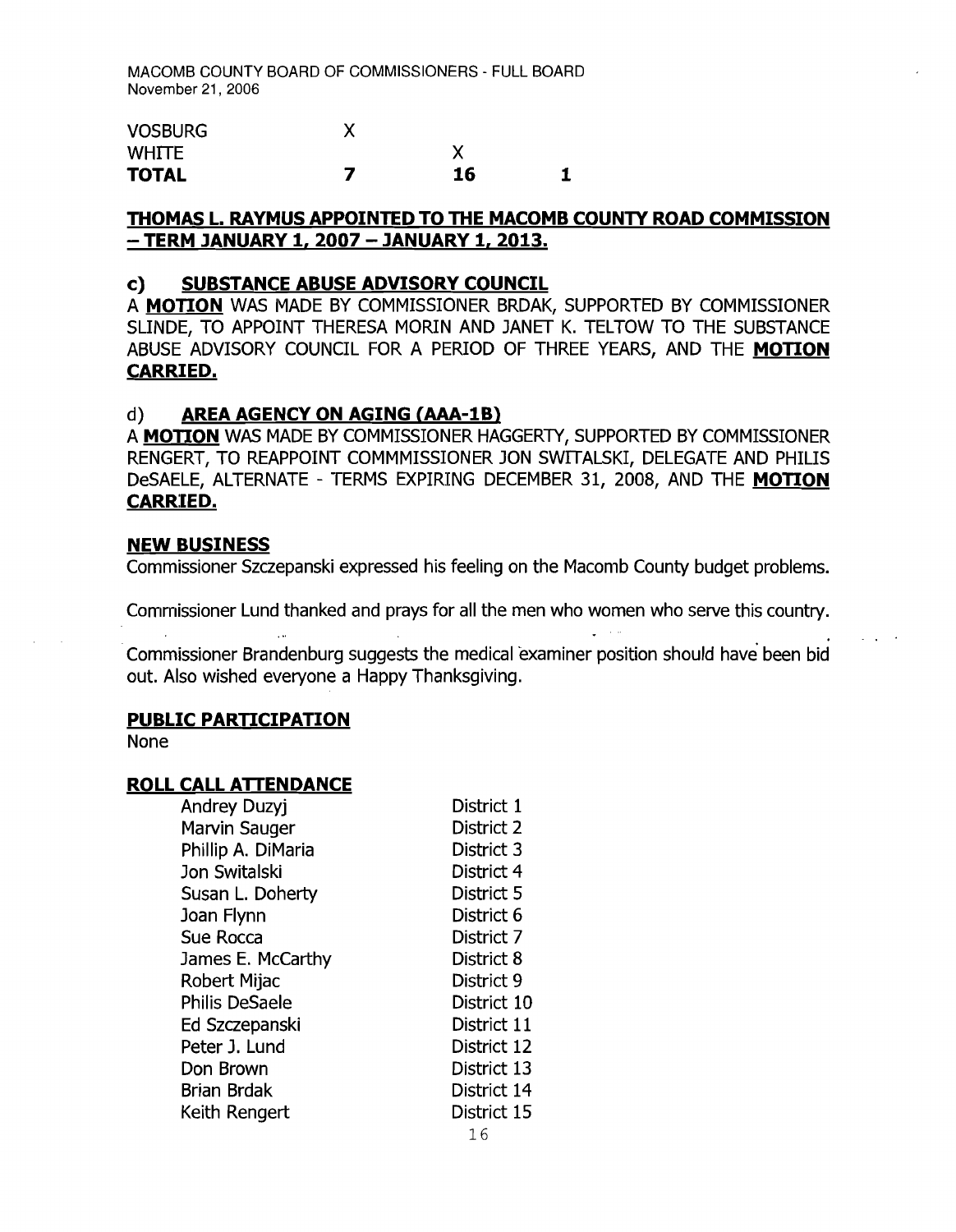| | | | |
|---|---|---|---|
| VOSBURG | X | | |
| WHITE | | X | |
| **TOTAL** | **7** | **16** | **1** |

**THOMAS L. RAYMUS APPOINTED TO THE MACOMB COUNTY ROAD COMMISSION – TERM JANUARY 1, 2007 – JANUARY 1, 2013.**

**c) SUBSTANCE ABUSE ADVISORY COUNCIL**

A **MOTION** WAS MADE BY COMMISSIONER BRDAK, SUPPORTED BY COMMISSIONER SLINDE, TO APPOINT THERESA MORIN AND JANET K. TELTOW TO THE SUBSTANCE ABUSE ADVISORY COUNCIL FOR A PERIOD OF THREE YEARS, AND THE **MOTION CARRIED.**

d) **AREA AGENCY ON AGING (AAA-1B)**

A **MOTION** WAS MADE BY COMMISSIONER HAGGERTY, SUPPORTED BY COMMISSIONER RENGERT, TO REAPPOINT COMMMISSIONER JON SWITALSKI, DELEGATE AND PHILIS DeSAELE, ALTERNATE - TERMS EXPIRING DECEMBER 31, 2008, AND THE **MOTION CARRIED.**

**NEW BUSINESS**

Commissioner Szczepanski expressed his feeling on the Macomb County budget problems.

Commissioner Lund thanked and prays for all the men who women who serve this country.

Commissioner Brandenburg suggests the medical examiner position should have been bid out. Also wished everyone a Happy Thanksgiving.

**PUBLIC PARTICIPATION**

None

**ROLL CALL ATTENDANCE**

| | |
|---|---|
| Andrey Duzyj | District 1 |
| Marvin Sauger | District 2 |
| Phillip A. DiMaria | District 3 |
| Jon Switalski | District 4 |
| Susan L. Doherty | District 5 |
| Joan Flynn | District 6 |
| Sue Rocca | District 7 |
| James E. McCarthy | District 8 |
| Robert Mijac | District 9 |
| Philis DeSaele | District 10 |
| Ed Szczepanski | District 11 |
| Peter J. Lund | District 12 |
| Don Brown | District 13 |
| Brian Brdak | District 14 |
| Keith Rengert | District 15 |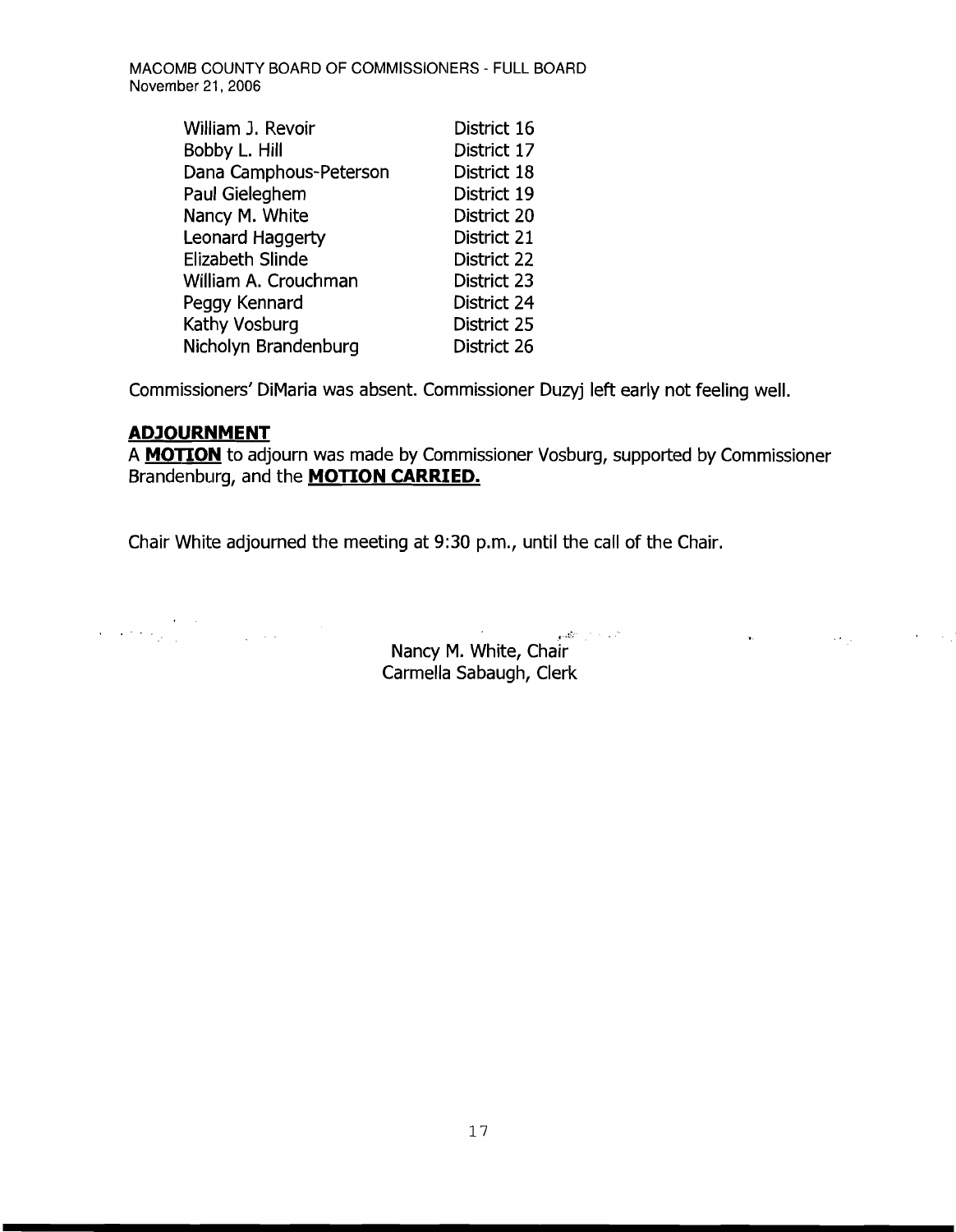| | |
|---|---|
| William J. Revoir | District 16 |
| Bobby L. Hill | District 17 |
| Dana Camphous-Peterson | District 18 |
| Paul Gieleghem | District 19 |
| Nancy M. White | District 20 |
| Leonard Haggerty | District 21 |
| Elizabeth Slinde | District 22 |
| William A. Crouchman | District 23 |
| Peggy Kennard | District 24 |
| Kathy Vosburg | District 25 |
| Nicholyn Brandenburg | District 26 |

Commissioners' DiMaria was absent. Commissioner Duzyj left early not feeling well.

## ADJOURNMENT

A **MOTION** to adjourn was made by Commissioner Vosburg, supported by Commissioner Brandenburg, and the **MOTION CARRIED.**

Chair White adjourned the meeting at 9:30 p.m., until the call of the Chair.

Nancy M. White, Chair
Carmella Sabaugh, Clerk